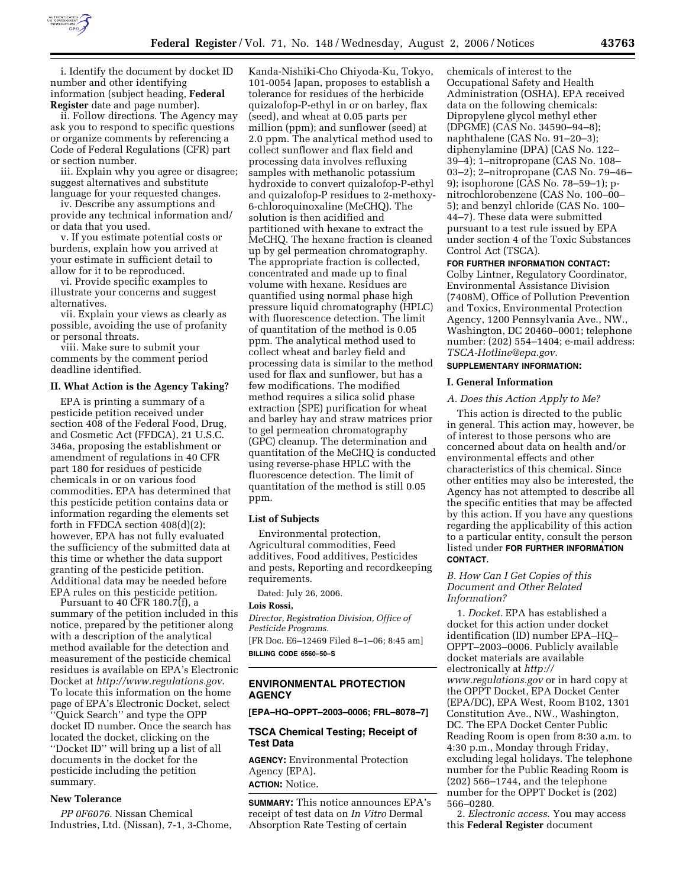i. Identify the document by docket ID number and other identifying information (subject heading, **Federal Register** date and page number).

ii. Follow directions. The Agency may ask you to respond to specific questions or organize comments by referencing a Code of Federal Regulations (CFR) part or section number.

iii. Explain why you agree or disagree; suggest alternatives and substitute language for your requested changes.

iv. Describe any assumptions and provide any technical information and/or data that you used.

v. If you estimate potential costs or burdens, explain how you arrived at your estimate in sufficient detail to allow for it to be reproduced.

vi. Provide specific examples to illustrate your concerns and suggest alternatives.

vii. Explain your views as clearly as possible, avoiding the use of profanity or personal threats.

viii. Make sure to submit your comments by the comment period deadline identified.

## II. What Action is the Agency Taking?

EPA is printing a summary of a pesticide petition received under section 408 of the Federal Food, Drug, and Cosmetic Act (FFDCA), 21 U.S.C. 346a, proposing the establishment or amendment of regulations in 40 CFR part 180 for residues of pesticide chemicals in or on various food commodities. EPA has determined that this pesticide petition contains data or information regarding the elements set forth in FFDCA section 408(d)(2); however, EPA has not fully evaluated the sufficiency of the submitted data at this time or whether the data support granting of the pesticide petition. Additional data may be needed before EPA rules on this pesticide petition.

Pursuant to 40 CFR 180.7(f), a summary of the petition included in this notice, prepared by the petitioner along with a description of the analytical method available for the detection and measurement of the pesticide chemical residues is available on EPA's Electronic Docket at *http://www.regulations.gov*. To locate this information on the home page of EPA's Electronic Docket, select ''Quick Search'' and type the OPP docket ID number. Once the search has located the docket, clicking on the ''Docket ID'' will bring up a list of all documents in the docket for the pesticide including the petition summary.

## New Tolerance

*PP 0F6076*. Nissan Chemical Industries, Ltd. (Nissan), 7-1, 3-Chome, Kanda-Nishiki-Cho Chiyoda-Ku, Tokyo, 101-0054 Japan, proposes to establish a tolerance for residues of the herbicide quizalofop-P-ethyl in or on barley, flax (seed), and wheat at 0.05 parts per million (ppm); and sunflower (seed) at 2.0 ppm. The analytical method used to collect sunflower and flax field and processing data involves refluxing samples with methanolic potassium hydroxide to convert quizalofop-P-ethyl and quizalofop-P residues to 2-methoxy-6-chloroquinoxaline (MeCHQ). The solution is then acidified and partitioned with hexane to extract the MeCHQ. The hexane fraction is cleaned up by gel permeation chromatography. The appropriate fraction is collected, concentrated and made up to final volume with hexane. Residues are quantified using normal phase high pressure liquid chromatography (HPLC) with fluorescence detection. The limit of quantitation of the method is 0.05 ppm. The analytical method used to collect wheat and barley field and processing data is similar to the method used for flax and sunflower, but has a few modifications. The modified method requires a silica solid phase extraction (SPE) purification for wheat and barley hay and straw matrices prior to gel permeation chromatography (GPC) cleanup. The determination and quantitation of the MeCHQ is conducted using reverse-phase HPLC with the fluorescence detection. The limit of quantitation of the method is still 0.05 ppm.

## List of Subjects

Environmental protection, Agricultural commodities, Feed additives, Food additives, Pesticides and pests, Reporting and recordkeeping requirements.

Dated: July 26, 2006.

**Lois Rossi,**

*Director, Registration Division, Office of Pesticide Programs.*

[FR Doc. E6–12469 Filed 8–1–06; 8:45 am]

**BILLING CODE 6560–50–S**

# ENVIRONMENTAL PROTECTION AGENCY

**[EPA–HQ–OPPT–2003–0006; FRL–8078–7]**

## TSCA Chemical Testing; Receipt of Test Data

**AGENCY:** Environmental Protection Agency (EPA).

**ACTION:** Notice.

**SUMMARY:** This notice announces EPA's receipt of test data on *In Vitro* Dermal Absorption Rate Testing of certain chemicals of interest to the Occupational Safety and Health Administration (OSHA). EPA received data on the following chemicals: Dipropylene glycol methyl ether (DPGME) (CAS No. 34590–94–8); naphthalene (CAS No. 91–20–3); diphenylamine (DPA) (CAS No. 122–39–4); 1–nitropropane (CAS No. 108–03–2); 2–nitropropane (CAS No. 79–46–9); isophorone (CAS No. 78–59–1); p-nitrochlorobenzene (CAS No. 100–00–5); and benzyl chloride (CAS No. 100–44–7). These data were submitted pursuant to a test rule issued by EPA under section 4 of the Toxic Substances Control Act (TSCA).

**FOR FURTHER INFORMATION CONTACT:** Colby Lintner, Regulatory Coordinator, Environmental Assistance Division (7408M), Office of Pollution Prevention and Toxics, Environmental Protection Agency, 1200 Pennsylvania Ave., NW., Washington, DC 20460–0001; telephone number: (202) 554–1404; e-mail address: *TSCA-Hotline@epa.gov*.

**SUPPLEMENTARY INFORMATION:**

## I. General Information

### *A. Does this Action Apply to Me?*

This action is directed to the public in general. This action may, however, be of interest to those persons who are concerned about data on health and/or environmental effects and other characteristics of this chemical. Since other entities may also be interested, the Agency has not attempted to describe all the specific entities that may be affected by this action. If you have any questions regarding the applicability of this action to a particular entity, consult the person listed under **FOR FURTHER INFORMATION CONTACT**.

### *B. How Can I Get Copies of this Document and Other Related Information?*

1. *Docket.* EPA has established a docket for this action under docket identification (ID) number EPA–HQ–OPPT–2003–0006. Publicly available docket materials are available electronically at *http://www.regulations.gov* or in hard copy at the OPPT Docket, EPA Docket Center (EPA/DC), EPA West, Room B102, 1301 Constitution Ave., NW., Washington, DC. The EPA Docket Center Public Reading Room is open from 8:30 a.m. to 4:30 p.m., Monday through Friday, excluding legal holidays. The telephone number for the Public Reading Room is (202) 566–1744, and the telephone number for the OPPT Docket is (202) 566–0280.

2. *Electronic access*. You may access this **Federal Register** document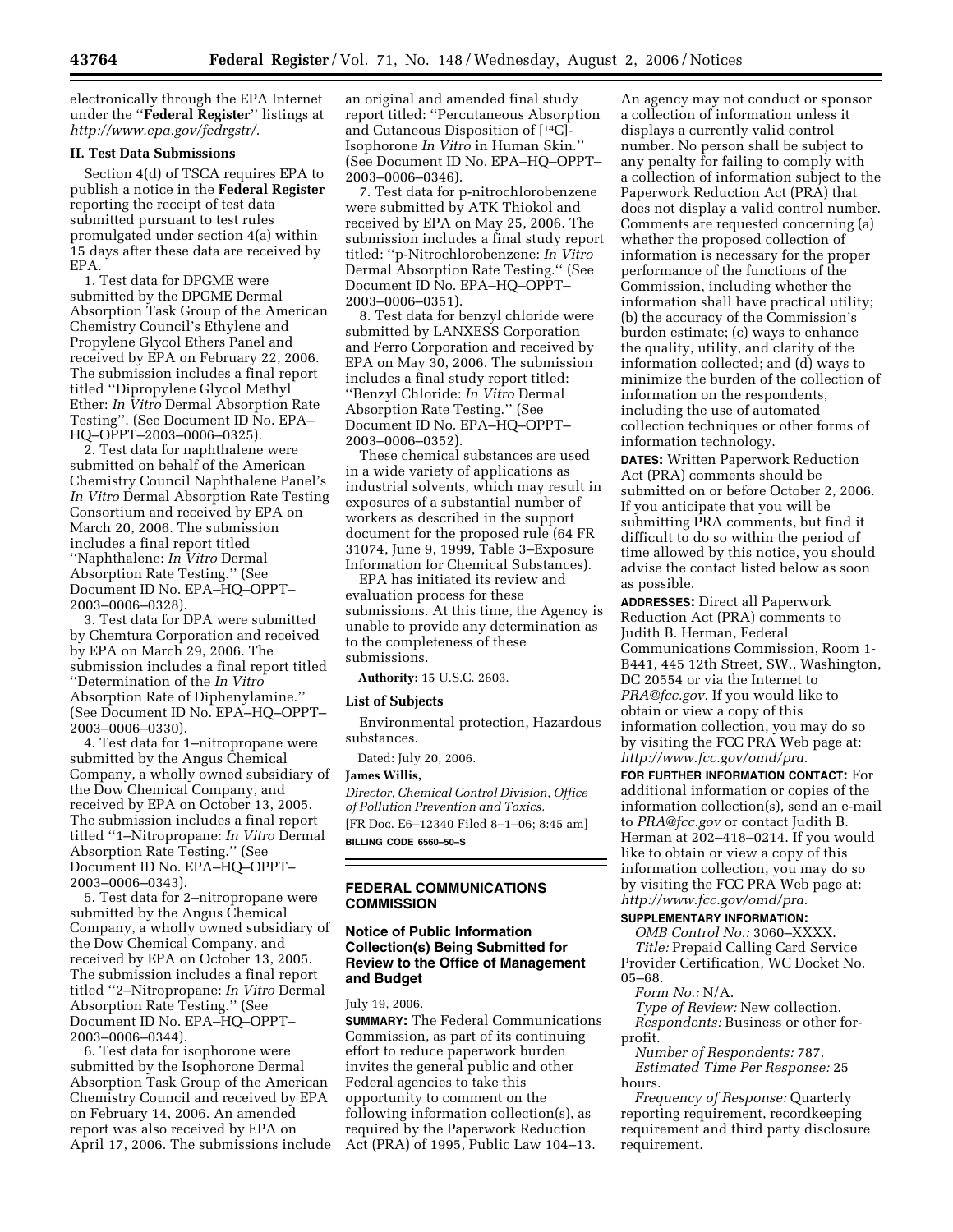electronically through the EPA Internet under the "**Federal Register**" listings at *http://www.epa.gov/fedrgstr/*.

### II. Test Data Submissions

Section 4(d) of TSCA requires EPA to publish a notice in the **Federal Register** reporting the receipt of test data submitted pursuant to test rules promulgated under section 4(a) within 15 days after these data are received by EPA.

1. Test data for DPGME were submitted by the DPGME Dermal Absorption Task Group of the American Chemistry Council's Ethylene and Propylene Glycol Ethers Panel and received by EPA on February 22, 2006. The submission includes a final report titled "Dipropylene Glycol Methyl Ether: *In Vitro* Dermal Absorption Rate Testing". (See Document ID No. EPA–HQ–OPPT–2003–0006–0325).

2. Test data for naphthalene were submitted on behalf of the American Chemistry Council Naphthalene Panel's *In Vitro* Dermal Absorption Rate Testing Consortium and received by EPA on March 20, 2006. The submission includes a final report titled "Naphthalene: *In Vitro* Dermal Absorption Rate Testing." (See Document ID No. EPA–HQ–OPPT–2003–0006–0328).

3. Test data for DPA were submitted by Chemtura Corporation and received by EPA on March 29, 2006. The submission includes a final report titled "Determination of the *In Vitro* Absorption Rate of Diphenylamine." (See Document ID No. EPA–HQ–OPPT–2003–0006–0330).

4. Test data for 1–nitropropane were submitted by the Angus Chemical Company, a wholly owned subsidiary of the Dow Chemical Company, and received by EPA on October 13, 2005. The submission includes a final report titled "1–Nitropropane: *In Vitro* Dermal Absorption Rate Testing." (See Document ID No. EPA–HQ–OPPT–2003–0006–0343).

5. Test data for 2–nitropropane were submitted by the Angus Chemical Company, a wholly owned subsidiary of the Dow Chemical Company, and received by EPA on October 13, 2005. The submission includes a final report titled "2–Nitropropane: *In Vitro* Dermal Absorption Rate Testing." (See Document ID No. EPA–HQ–OPPT–2003–0006–0344).

6. Test data for isophorone were submitted by the Isophorone Dermal Absorption Task Group of the American Chemistry Council and received by EPA on February 14, 2006. An amended report was also received by EPA on April 17, 2006. The submissions include an original and amended final study report titled: "Percutaneous Absorption and Cutaneous Disposition of [$^{14}$C]-Isophorone *In Vitro* in Human Skin." (See Document ID No. EPA–HQ–OPPT–2003–0006–0346).

7. Test data for p-nitrochlorobenzene were submitted by ATK Thiokol and received by EPA on May 25, 2006. The submission includes a final study report titled: "p-Nitrochlorobenzene: *In Vitro* Dermal Absorption Rate Testing." (See Document ID No. EPA–HQ–OPPT–2003–0006–0351).

8. Test data for benzyl chloride were submitted by LANXESS Corporation and Ferro Corporation and received by EPA on May 30, 2006. The submission includes a final study report titled: "Benzyl Chloride: *In Vitro* Dermal Absorption Rate Testing." (See Document ID No. EPA–HQ–OPPT–2003–0006–0352).

These chemical substances are used in a wide variety of applications as industrial solvents, which may result in exposures of a substantial number of workers as described in the support document for the proposed rule (64 FR 31074, June 9, 1999, Table 3–Exposure Information for Chemical Substances).

EPA has initiated its review and evaluation process for these submissions. At this time, the Agency is unable to provide any determination as to the completeness of these submissions.

**Authority:** 15 U.S.C. 2603.

### List of Subjects

Environmental protection, Hazardous substances.

Dated: July 20, 2006.

**James Willis,**

*Director, Chemical Control Division, Office of Pollution Prevention and Toxics.*

[FR Doc. E6–12340 Filed 8–1–06; 8:45 am]

**BILLING CODE 6560–50–S**

## FEDERAL COMMUNICATIONS COMMISSION

### Notice of Public Information Collection(s) Being Submitted for Review to the Office of Management and Budget

July 19, 2006.

**SUMMARY:** The Federal Communications Commission, as part of its continuing effort to reduce paperwork burden invites the general public and other Federal agencies to take this opportunity to comment on the following information collection(s), as required by the Paperwork Reduction Act (PRA) of 1995, Public Law 104–13. An agency may not conduct or sponsor a collection of information unless it displays a currently valid control number. No person shall be subject to any penalty for failing to comply with a collection of information subject to the Paperwork Reduction Act (PRA) that does not display a valid control number. Comments are requested concerning (a) whether the proposed collection of information is necessary for the proper performance of the functions of the Commission, including whether the information shall have practical utility; (b) the accuracy of the Commission's burden estimate; (c) ways to enhance the quality, utility, and clarity of the information collected; and (d) ways to minimize the burden of the collection of information on the respondents, including the use of automated collection techniques or other forms of information technology.

**DATES:** Written Paperwork Reduction Act (PRA) comments should be submitted on or before October 2, 2006. If you anticipate that you will be submitting PRA comments, but find it difficult to do so within the period of time allowed by this notice, you should advise the contact listed below as soon as possible.

**ADDRESSES:** Direct all Paperwork Reduction Act (PRA) comments to Judith B. Herman, Federal Communications Commission, Room 1-B441, 445 12th Street, SW., Washington, DC 20554 or via the Internet to *PRA@fcc.gov*. If you would like to obtain or view a copy of this information collection, you may do so by visiting the FCC PRA Web page at: *http://www.fcc.gov/omd/pra.*

**FOR FURTHER INFORMATION CONTACT:** For additional information or copies of the information collection(s), send an e-mail to *PRA@fcc.gov* or contact Judith B. Herman at 202–418–0214. If you would like to obtain or view a copy of this information collection, you may do so by visiting the FCC PRA Web page at: *http://www.fcc.gov/omd/pra.*

**SUPPLEMENTARY INFORMATION:**

*OMB Control No.:* 3060–XXXX.

*Title:* Prepaid Calling Card Service Provider Certification, WC Docket No. 05–68.

*Form No.:* N/A.

*Type of Review:* New collection.

*Respondents:* Business or other for-profit.

*Number of Respondents:* 787.

*Estimated Time Per Response:* 25 hours.

*Frequency of Response:* Quarterly reporting requirement, recordkeeping requirement and third party disclosure requirement.